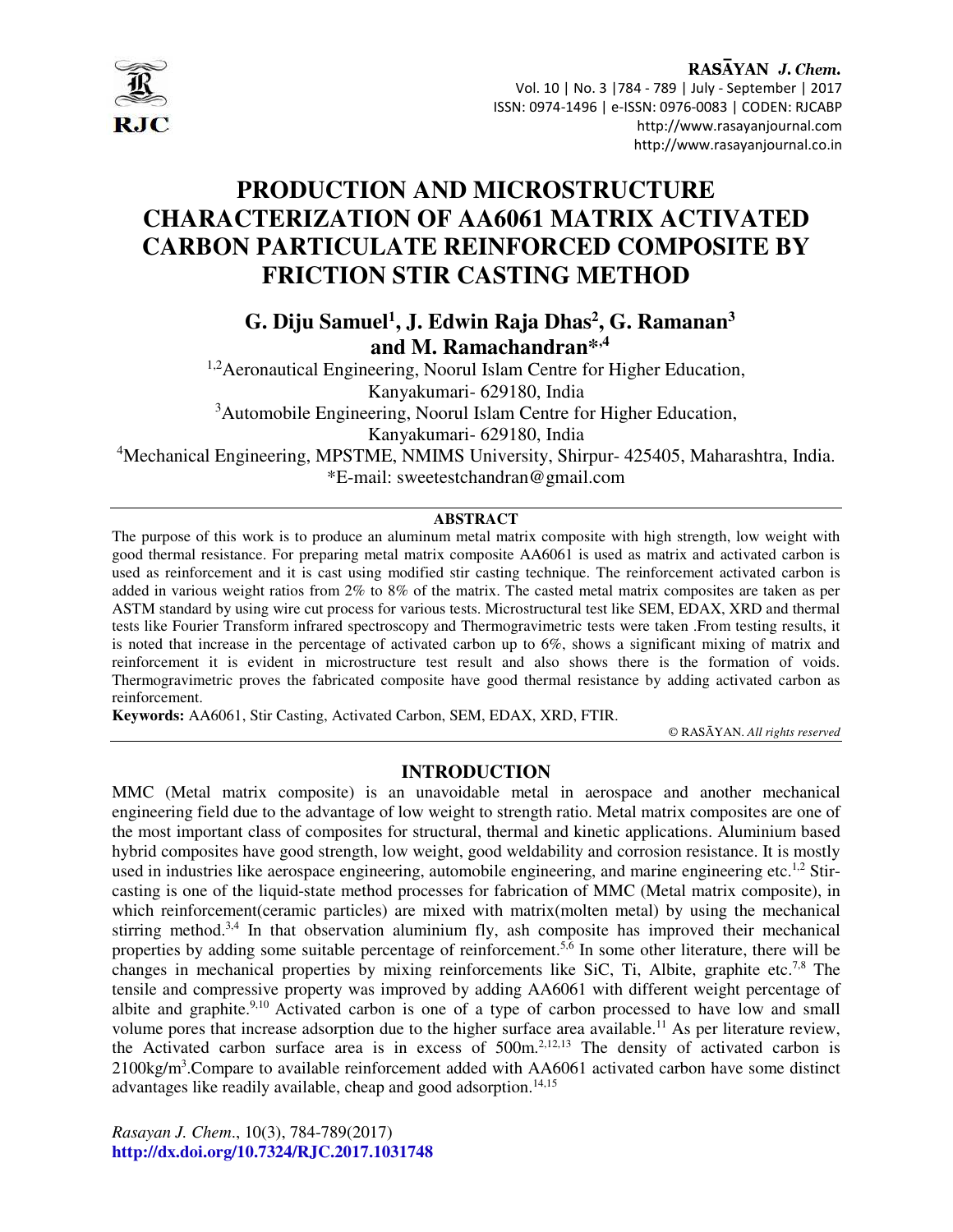# PRODUCTION AND MICROSTRUCTURE CHARACTERIZATION OF AA6061 MATRIX ACTIVATED CARBON PARTICULATE REINFORCED COMPOSITE BY FRICTION STIR CASTING METHOD

**G. Diju Samuel[1], J. Edwin Raja Dhas[2], G. Ramanan[3] and M. Ramachandran*[,4]**

[1,2]Aeronautical Engineering, Noorul Islam Centre for Higher Education, Kanyakumari- 629180, India

[3]Automobile Engineering, Noorul Islam Centre for Higher Education, Kanyakumari- 629180, India

[4]Mechanical Engineering, MPSTME, NMIMS University, Shirpur- 425405, Maharashtra, India.

*E-mail: sweetestchandran@gmail.com

## ABSTRACT

The purpose of this work is to produce an aluminum metal matrix composite with high strength, low weight with good thermal resistance. For preparing metal matrix composite AA6061 is used as matrix and activated carbon is used as reinforcement and it is cast using modified stir casting technique. The reinforcement activated carbon is added in various weight ratios from 2% to 8% of the matrix. The casted metal matrix composites are taken as per ASTM standard by using wire cut process for various tests. Microstructural test like SEM, EDAX, XRD and thermal tests like Fourier Transform infrared spectroscopy and Thermogravimetric tests were taken .From testing results, it is noted that increase in the percentage of activated carbon up to 6%, shows a significant mixing of matrix and reinforcement it is evident in microstructure test result and also shows there is the formation of voids. Thermogravimetric proves the fabricated composite have good thermal resistance by adding activated carbon as reinforcement.

**Keywords:** AA6061, Stir Casting, Activated Carbon, SEM, EDAX, XRD, FTIR.

© RASĀYAN. *All rights reserved*

## INTRODUCTION

MMC (Metal matrix composite) is an unavoidable metal in aerospace and another mechanical engineering field due to the advantage of low weight to strength ratio. Metal matrix composites are one of the most important class of composites for structural, thermal and kinetic applications. Aluminium based hybrid composites have good strength, low weight, good weldability and corrosion resistance. It is mostly used in industries like aerospace engineering, automobile engineering, and marine engineering etc.[1,2] Stir-casting is one of the liquid-state method processes for fabrication of MMC (Metal matrix composite), in which reinforcement(ceramic particles) are mixed with matrix(molten metal) by using the mechanical stirring method.[3,4] In that observation aluminium fly, ash composite has improved their mechanical properties by adding some suitable percentage of reinforcement.[5,6] In some other literature, there will be changes in mechanical properties by mixing reinforcements like SiC, Ti, Albite, graphite etc.[7,8] The tensile and compressive property was improved by adding AA6061 with different weight percentage of albite and graphite.[9,10] Activated carbon is one of a type of carbon processed to have low and small volume pores that increase adsorption due to the higher surface area available.[11] As per literature review, the Activated carbon surface area is in excess of 500m.[2,12,13] The density of activated carbon is $2100 kg/m^3$.Compare to available reinforcement added with AA6061 activated carbon have some distinct advantages like readily available, cheap and good adsorption.[14,15]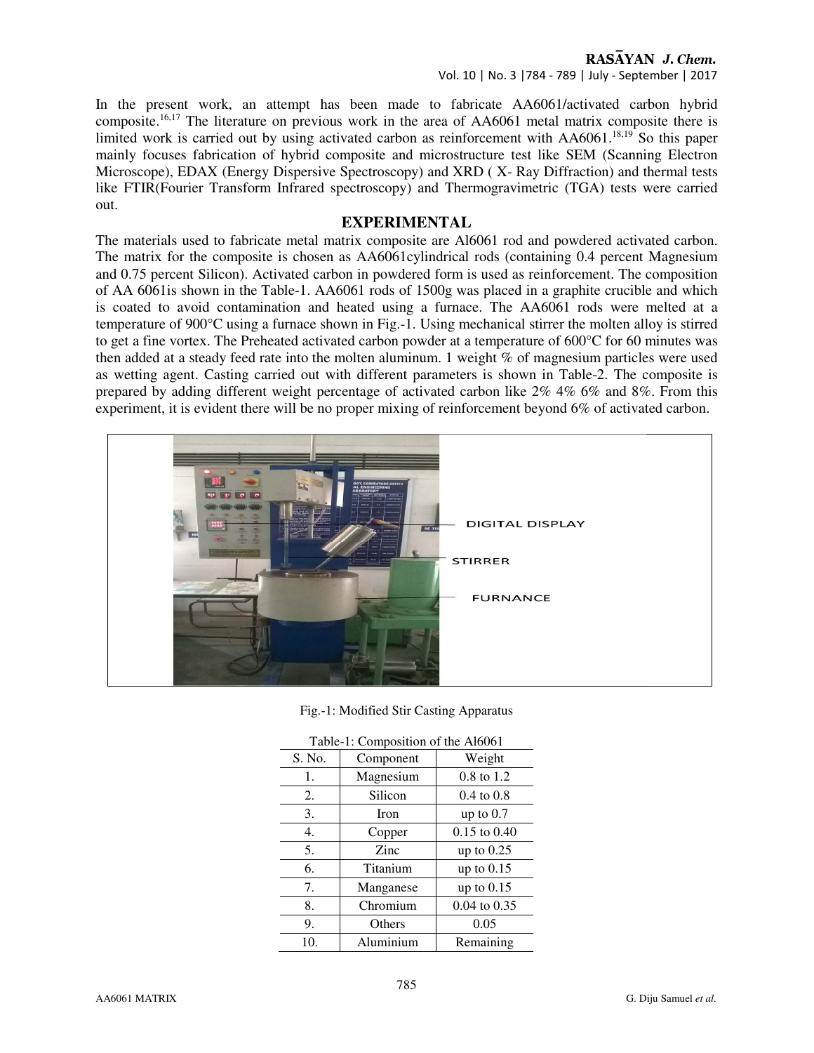In the present work, an attempt has been made to fabricate AA6061/activated carbon hybrid composite.[16,17] The literature on previous work in the area of AA6061 metal matrix composite there is limited work is carried out by using activated carbon as reinforcement with AA6061.[18,19] So this paper mainly focuses fabrication of hybrid composite and microstructure test like SEM (Scanning Electron Microscope), EDAX (Energy Dispersive Spectroscopy) and XRD ( X- Ray Diffraction) and thermal tests like FTIR(Fourier Transform Infrared spectroscopy) and Thermogravimetric (TGA) tests were carried out.

## EXPERIMENTAL

The materials used to fabricate metal matrix composite are Al6061 rod and powdered activated carbon. The matrix for the composite is chosen as AA6061cylindrical rods (containing 0.4 percent Magnesium and 0.75 percent Silicon). Activated carbon in powdered form is used as reinforcement. The composition of AA 6061is shown in the Table-1. AA6061 rods of 1500g was placed in a graphite crucible and which is coated to avoid contamination and heated using a furnace. The AA6061 rods were melted at a temperature of 900°C using a furnace shown in Fig.-1. Using mechanical stirrer the molten alloy is stirred to get a fine vortex. The Preheated activated carbon powder at a temperature of 600°C for 60 minutes was then added at a steady feed rate into the molten aluminum. 1 weight % of magnesium particles were used as wetting agent. Casting carried out with different parameters is shown in Table-2. The composite is prepared by adding different weight percentage of activated carbon like 2% 4% 6% and 8%. From this experiment, it is evident there will be no proper mixing of reinforcement beyond 6% of activated carbon.

Fig.-1: Modified Stir Casting Apparatus

Table-1: Composition of the Al6061

| S. No. | Component | Weight |
|---|---|---|
| 1. | Magnesium | 0.8 to 1.2 |
| 2. | Silicon | 0.4 to 0.8 |
| 3. | Iron | up to 0.7 |
| 4. | Copper | 0.15 to 0.40 |
| 5. | Zinc | up to 0.25 |
| 6. | Titanium | up to 0.15 |
| 7. | Manganese | up to 0.15 |
| 8. | Chromium | 0.04 to 0.35 |
| 9. | Others | 0.05 |
| 10. | Aluminium | Remaining |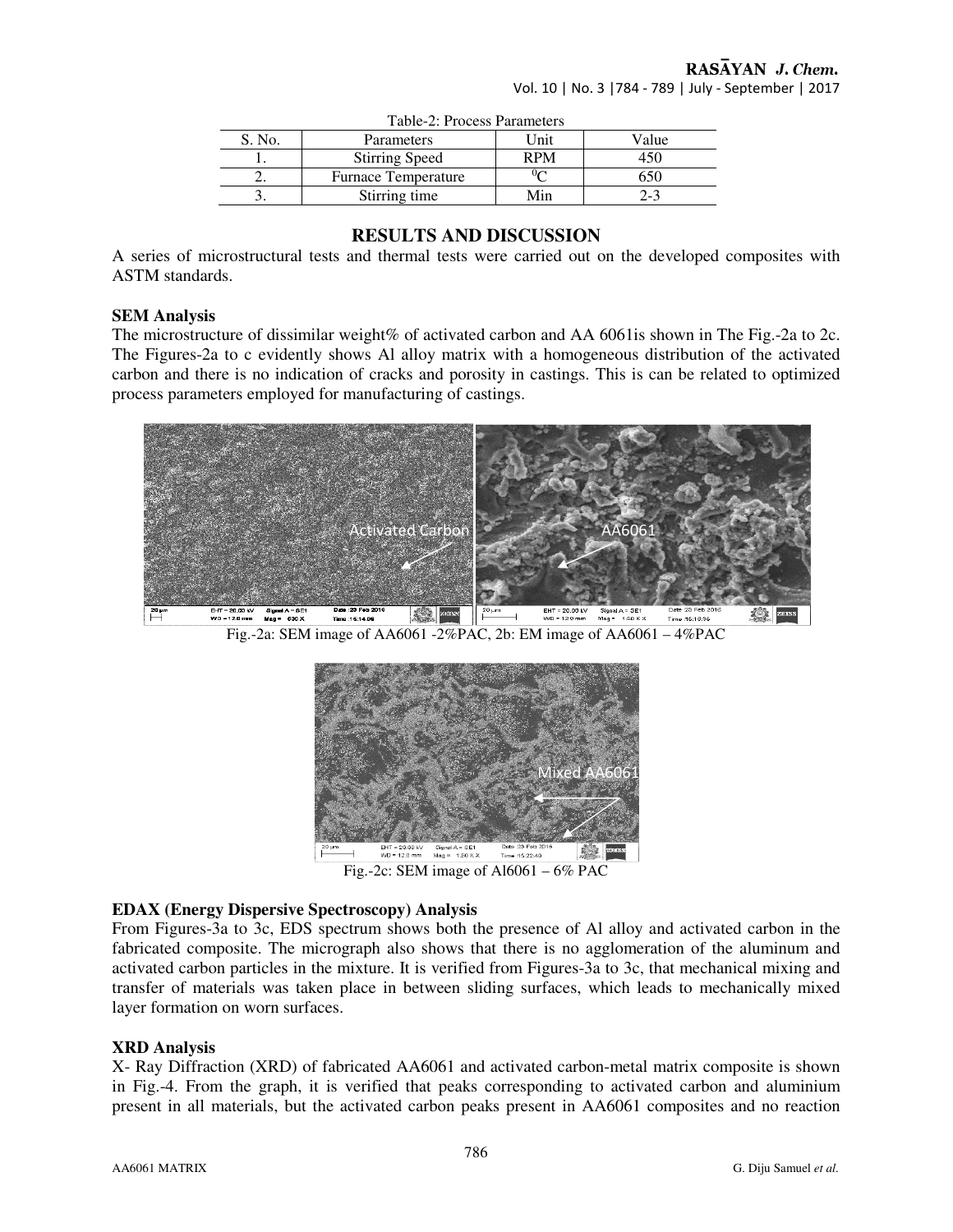Table-2: Process Parameters

| S. No. | Parameters | Unit | Value |
|---|---|---|---|
| 1. | Stirring Speed | RPM | 450 |
| 2. | Furnace Temperature | $^0C$ | 650 |
| 3. | Stirring time | Min | 2-3 |

## RESULTS AND DISCUSSION

A series of microstructural tests and thermal tests were carried out on the developed composites with ASTM standards.

### SEM Analysis

The microstructure of dissimilar weight% of activated carbon and AA 6061is shown in The Fig.-2a to 2c. The Figures-2a to c evidently shows Al alloy matrix with a homogeneous distribution of the activated carbon and there is no indication of cracks and porosity in castings. This is can be related to optimized process parameters employed for manufacturing of castings.

Fig.-2a: SEM image of AA6061 -2%PAC, 2b: EM image of AA6061 – 4%PAC

Fig.-2c: SEM image of Al6061 – 6% PAC

### EDAX (Energy Dispersive Spectroscopy) Analysis

From Figures-3a to 3c, EDS spectrum shows both the presence of Al alloy and activated carbon in the fabricated composite. The micrograph also shows that there is no agglomeration of the aluminum and activated carbon particles in the mixture. It is verified from Figures-3a to 3c, that mechanical mixing and transfer of materials was taken place in between sliding surfaces, which leads to mechanically mixed layer formation on worn surfaces.

### XRD Analysis

X- Ray Diffraction (XRD) of fabricated AA6061 and activated carbon-metal matrix composite is shown in Fig.-4. From the graph, it is verified that peaks corresponding to activated carbon and aluminium present in all materials, but the activated carbon peaks present in AA6061 composites and no reaction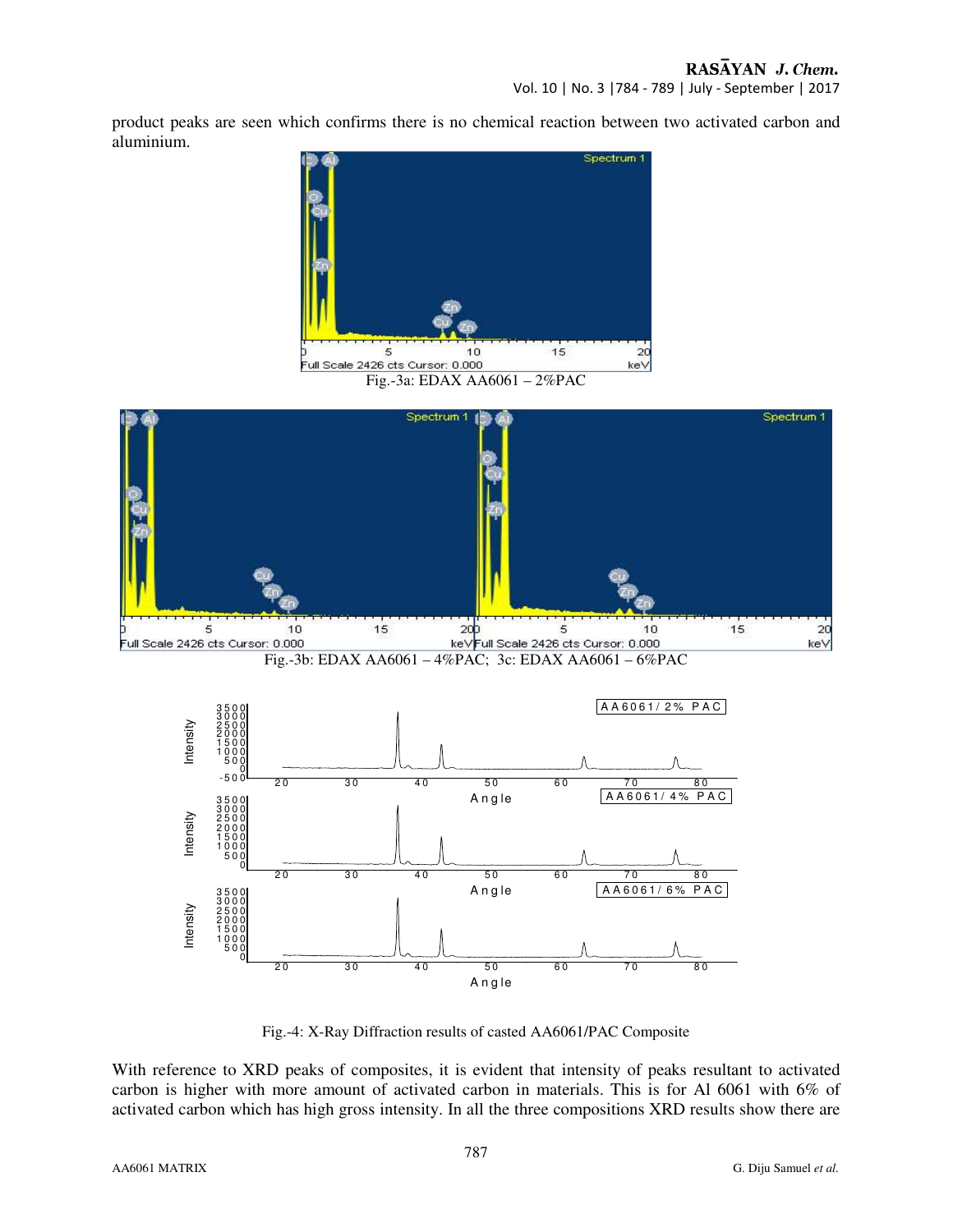product peaks are seen which confirms there is no chemical reaction between two activated carbon and aluminium.

Fig.-3a: EDAX AA6061 – 2%PAC

Fig.-3b: EDAX AA6061 – 4%PAC; 3c: EDAX AA6061 – 6%PAC

Fig.-4: X-Ray Diffraction results of casted AA6061/PAC Composite

With reference to XRD peaks of composites, it is evident that intensity of peaks resultant to activated carbon is higher with more amount of activated carbon in materials. This is for Al 6061 with 6% of activated carbon which has high gross intensity. In all the three compositions XRD results show there are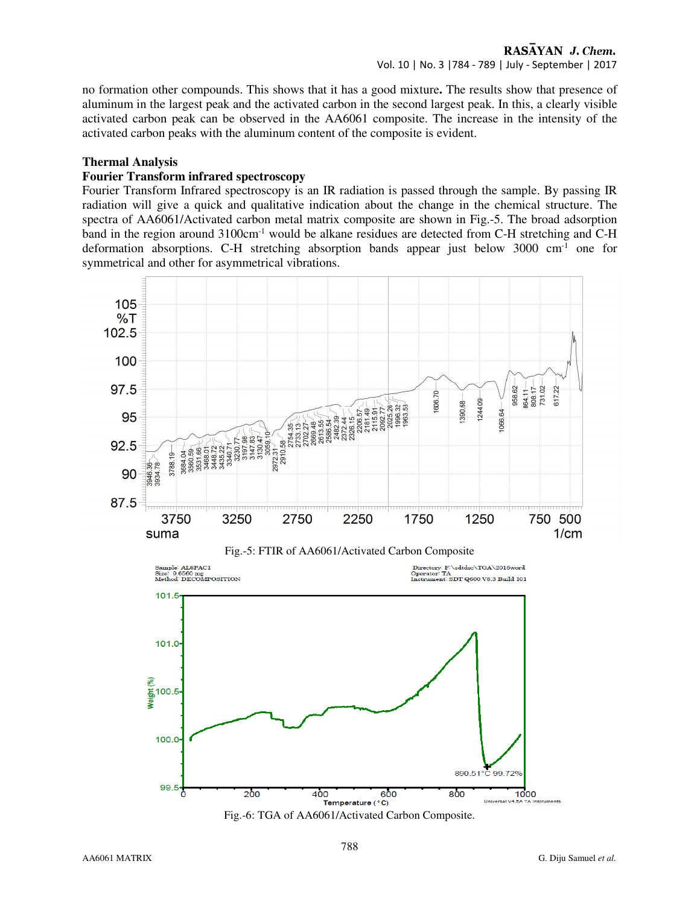no formation other compounds. This shows that it has a good mixture**.** The results show that presence of aluminum in the largest peak and the activated carbon in the second largest peak. In this, a clearly visible activated carbon peak can be observed in the AA6061 composite. The increase in the intensity of the activated carbon peaks with the aluminum content of the composite is evident.

**Thermal Analysis**

**Fourier Transform infrared spectroscopy**

Fourier Transform Infrared spectroscopy is an IR radiation is passed through the sample. By passing IR radiation will give a quick and qualitative indication about the change in the chemical structure. The spectra of AA6061/Activated carbon metal matrix composite are shown in Fig.-5. The broad adsorption band in the region around 3100cm$^{-1}$ would be alkane residues are detected from C-H stretching and C-H deformation absorptions. C-H stretching absorption bands appear just below 3000 cm$^{-1}$ one for symmetrical and other for asymmetrical vibrations.

Fig.-5: FTIR of AA6061/Activated Carbon Composite

Fig.-6: TGA of AA6061/Activated Carbon Composite.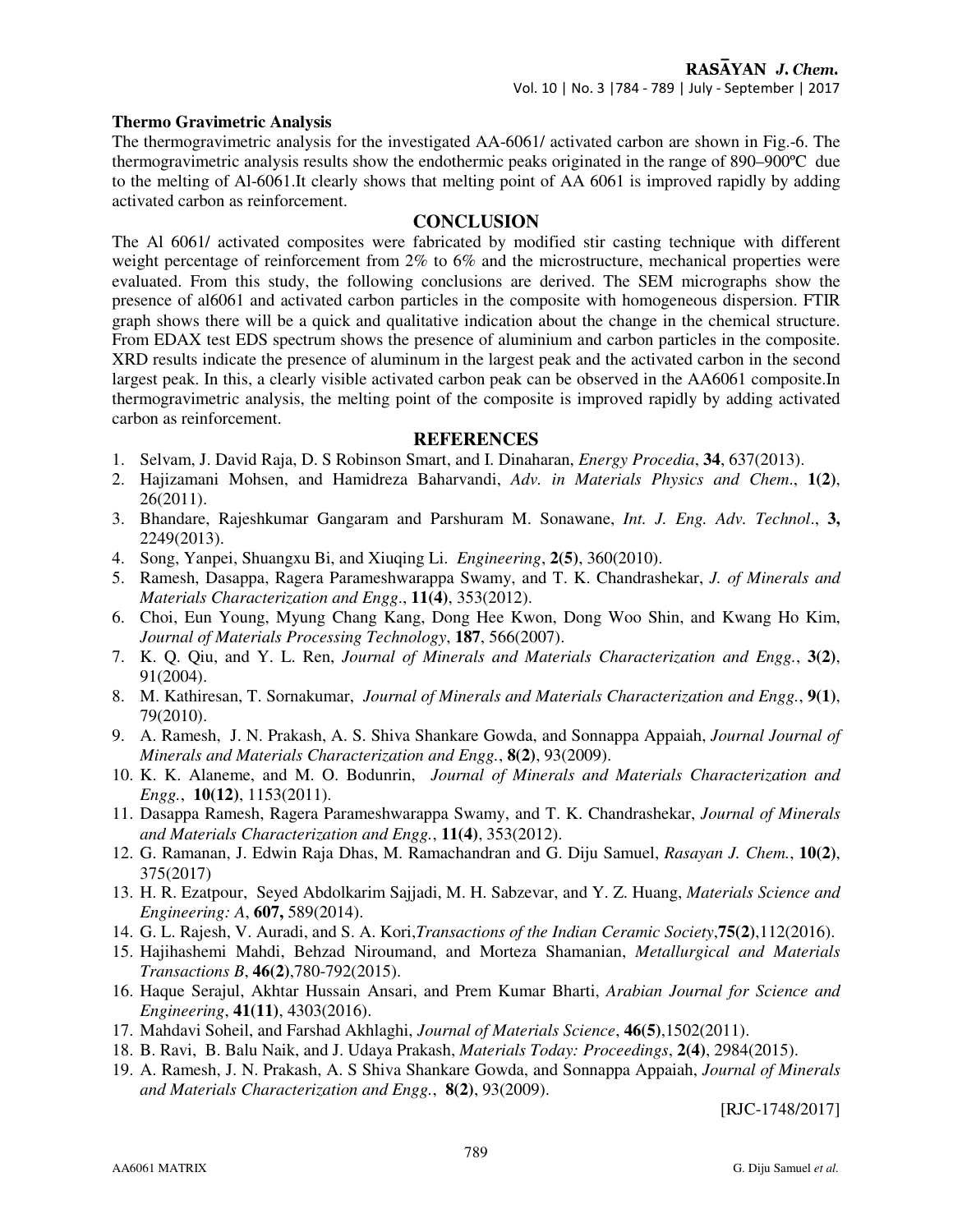### Thermo Gravimetric Analysis

The thermogravimetric analysis for the investigated AA-6061/ activated carbon are shown in Fig.-6. The thermogravimetric analysis results show the endothermic peaks originated in the range of 890–900ºC due to the melting of Al-6061.It clearly shows that melting point of AA 6061 is improved rapidly by adding activated carbon as reinforcement.

## CONCLUSION

The Al 6061/ activated composites were fabricated by modified stir casting technique with different weight percentage of reinforcement from 2% to 6% and the microstructure, mechanical properties were evaluated. From this study, the following conclusions are derived. The SEM micrographs show the presence of al6061 and activated carbon particles in the composite with homogeneous dispersion. FTIR graph shows there will be a quick and qualitative indication about the change in the chemical structure. From EDAX test EDS spectrum shows the presence of aluminium and carbon particles in the composite. XRD results indicate the presence of aluminum in the largest peak and the activated carbon in the second largest peak. In this, a clearly visible activated carbon peak can be observed in the AA6061 composite.In thermogravimetric analysis, the melting point of the composite is improved rapidly by adding activated carbon as reinforcement.

## REFERENCES

1. Selvam, J. David Raja, D. S Robinson Smart, and I. Dinaharan, *Energy Procedia*, **34**, 637(2013).
2. Hajizamani Mohsen, and Hamidreza Baharvandi, *Adv. in Materials Physics and Chem*., **1(2)**, 26(2011).
3. Bhandare, Rajeshkumar Gangaram and Parshuram M. Sonawane, *Int. J. Eng. Adv. Technol*., **3,** 2249(2013).
4. Song, Yanpei, Shuangxu Bi, and Xiuqing Li. *Engineering*, **2(5)**, 360(2010).
5. Ramesh, Dasappa, Ragera Parameshwarappa Swamy, and T. K. Chandrashekar, *J. of Minerals and Materials Characterization and Engg*., **11(4)**, 353(2012).
6. Choi, Eun Young, Myung Chang Kang, Dong Hee Kwon, Dong Woo Shin, and Kwang Ho Kim, *Journal of Materials Processing Technology*, **187**, 566(2007).
7. K. Q. Qiu, and Y. L. Ren, *Journal of Minerals and Materials Characterization and Engg.*, **3(2)**, 91(2004).
8. M. Kathiresan, T. Sornakumar, *Journal of Minerals and Materials Characterization and Engg.*, **9(1)**, 79(2010).
9. A. Ramesh, J. N. Prakash, A. S. Shiva Shankare Gowda, and Sonnappa Appaiah, *Journal Journal of Minerals and Materials Characterization and Engg.*, **8(2)**, 93(2009).
10. K. K. Alaneme, and M. O. Bodunrin, *Journal of Minerals and Materials Characterization and Engg.*, **10(12)**, 1153(2011).
11. Dasappa Ramesh, Ragera Parameshwarappa Swamy, and T. K. Chandrashekar, *Journal of Minerals and Materials Characterization and Engg.*, **11(4)**, 353(2012).
12. G. Ramanan, J. Edwin Raja Dhas, M. Ramachandran and G. Diju Samuel, *Rasayan J. Chem.*, **10(2)**, 375(2017)
13. H. R. Ezatpour, Seyed Abdolkarim Sajjadi, M. H. Sabzevar, and Y. Z. Huang, *Materials Science and Engineering: A*, **607,** 589(2014).
14. G. L. Rajesh, V. Auradi, and S. A. Kori,*Transactions of the Indian Ceramic Society*,**75(2)**,112(2016).
15. Hajihashemi Mahdi, Behzad Niroumand, and Morteza Shamanian, *Metallurgical and Materials Transactions B*, **46(2)**,780-792(2015).
16. Haque Serajul, Akhtar Hussain Ansari, and Prem Kumar Bharti, *Arabian Journal for Science and Engineering*, **41(11)**, 4303(2016).
17. Mahdavi Soheil, and Farshad Akhlaghi, *Journal of Materials Science*, **46(5)**,1502(2011).
18. B. Ravi, B. Balu Naik, and J. Udaya Prakash, *Materials Today: Proceedings*, **2(4)**, 2984(2015).
19. A. Ramesh, J. N. Prakash, A. S Shiva Shankare Gowda, and Sonnappa Appaiah, *Journal of Minerals and Materials Characterization and Engg.*, **8(2)**, 93(2009).

[RJC-1748/2017]